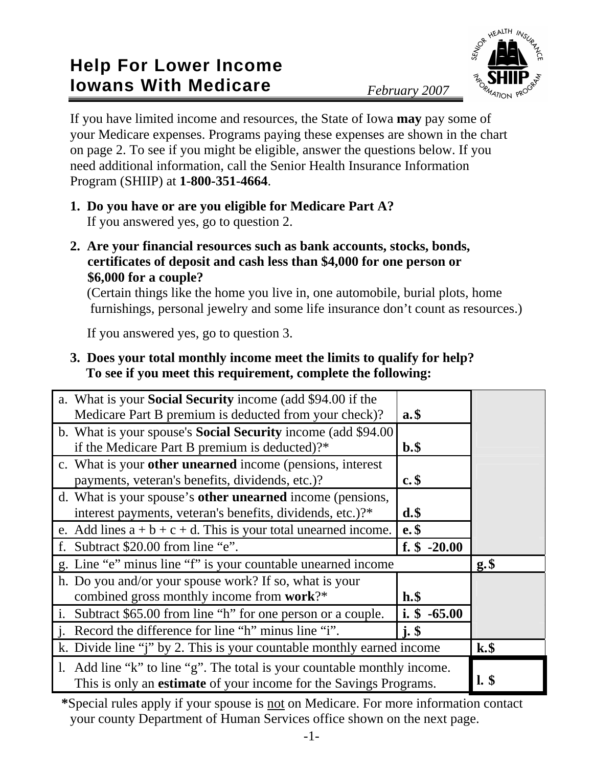# Help For Lower Income Iowans With Medicare

*February 2007*

If you have limited income and resources, the State of Iowa **may** pay some of your Medicare expenses. Programs paying these expenses are shown in the chart on page 2. To see if you might be eligible, answer the questions below. If you need additional information, call the Senior Health Insurance Information Program (SHIIP) at **1-800-351-4664**.

1. **Do you have or are you eligible for Medicare Part A?**
   If you answered yes, go to question 2.

2. **Are your financial resources such as bank accounts, stocks, bonds, certificates of deposit and cash less than $4,000 for one person or $6,000 for a couple?**
   (Certain things like the home you live in, one automobile, burial plots, home furnishings, personal jewelry and some life insurance don't count as resources.)

   If you answered yes, go to question 3.

3. **Does your total monthly income meet the limits to qualify for help? To see if you meet this requirement, complete the following:**

| | | |
|---|---|---|
| a. What is your **Social Security** income (add $94.00 if the Medicare Part B premium is deducted from your check)? | **a.** $ | |
| b. What is your spouse's **Social Security** income (add $94.00 if the Medicare Part B premium is deducted)?* | **b.** $ | |
| c. What is your **other unearned** income (pensions, interest payments, veteran's benefits, dividends, etc.)? | **c.** $ | |
| d. What is your spouse's **other unearned** income (pensions, interest payments, veteran's benefits, dividends, etc.)?* | **d.** $ | |
| e. Add lines a + b + c + d. This is your total unearned income. | **e.** $ | |
| f. Subtract $20.00 from line "e". | **f. $ -20.00** | |
| g. Line "e" minus line "f" is your countable unearned income | | **g.** $ |
| h. Do you and/or your spouse work? If so, what is your combined gross monthly income from **work**?* | **h.** $ | |
| i. Subtract $65.00 from line "h" for one person or a couple. | **i. $ -65.00** | |
| j. Record the difference for line "h" minus line "i". | **j.** $ | |
| k. Divide line "j" by 2. This is your countable monthly earned income | | **k.** $ |
| l. Add line "k" to line "g". The total is your countable monthly income. This is only an **estimate** of your income for the Savings Programs. | | **l.** $ |

***Special rules apply if your spouse is not on Medicare. For more information contact your county Department of Human Services office shown on the next page.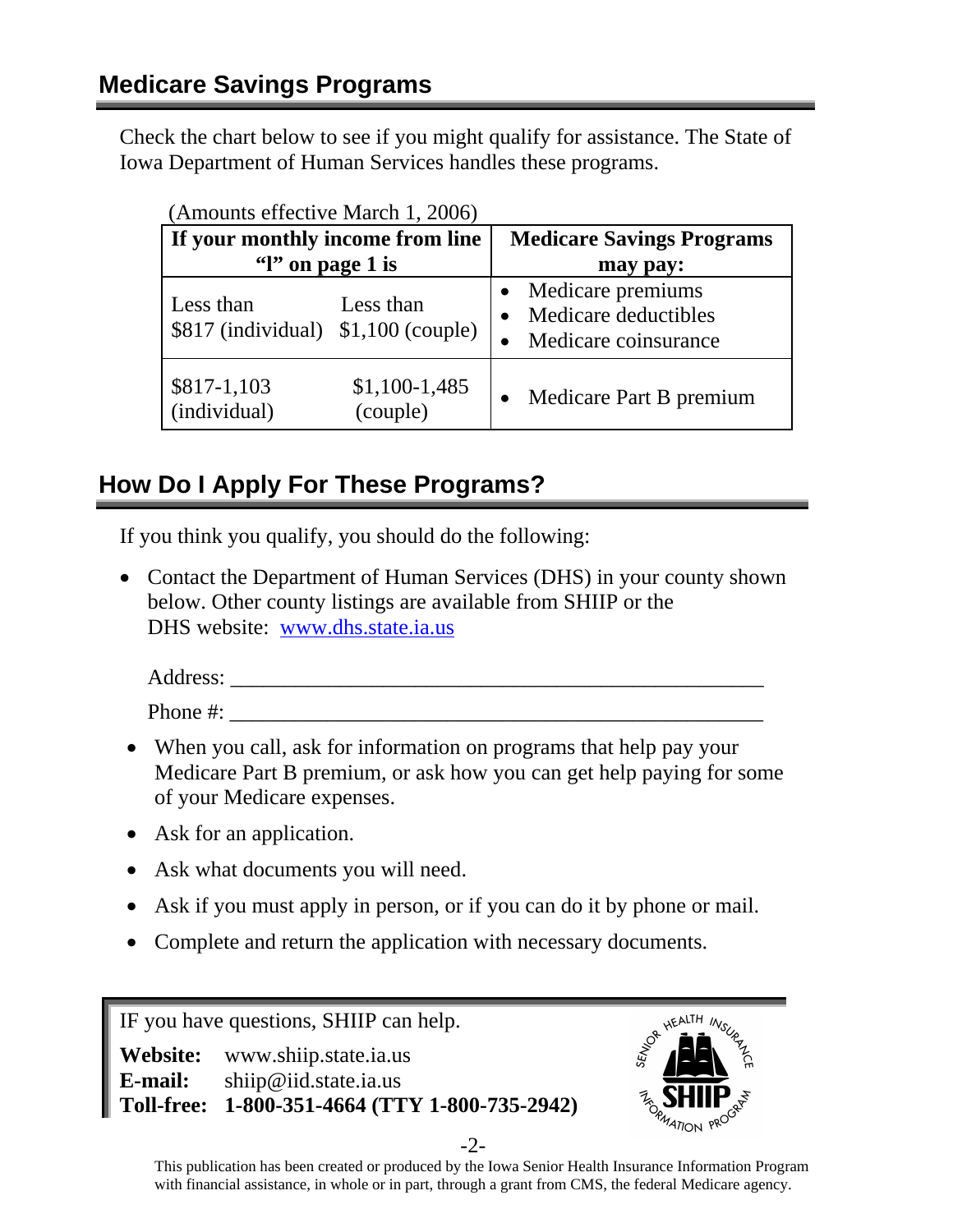## Medicare Savings Programs

Check the chart below to see if you might qualify for assistance. The State of Iowa Department of Human Services handles these programs.

(Amounts effective March 1, 2006)

| If your monthly income from line "l" on page 1 is | | Medicare Savings Programs may pay: |
|---|---|---|
| Less than $817 (individual) | Less than $1,100 (couple) | • Medicare premiums<br>• Medicare deductibles<br>• Medicare coinsurance |
| $817-1,103 (individual) | $1,100-1,485 (couple) | • Medicare Part B premium |

## How Do I Apply For These Programs?

If you think you qualify, you should do the following:

- Contact the Department of Human Services (DHS) in your county shown below. Other county listings are available from SHIIP or the DHS website: www.dhs.state.ia.us

  Address: ______________________________________________

  Phone #: ______________________________________________

- When you call, ask for information on programs that help pay your Medicare Part B premium, or ask how you can get help paying for some of your Medicare expenses.
- Ask for an application.
- Ask what documents you will need.
- Ask if you must apply in person, or if you can do it by phone or mail.
- Complete and return the application with necessary documents.

IF you have questions, SHIIP can help.

**Website:** www.shiip.state.ia.us
**E-mail:** shiip@iid.state.ia.us
**Toll-free: 1-800-351-4664 (TTY 1-800-735-2942)**

SENIOR HEALTH INSURANCE INFORMATION PROGRAM SHIIP

This publication has been created or produced by the Iowa Senior Health Insurance Information Program with financial assistance, in whole or in part, through a grant from CMS, the federal Medicare agency.